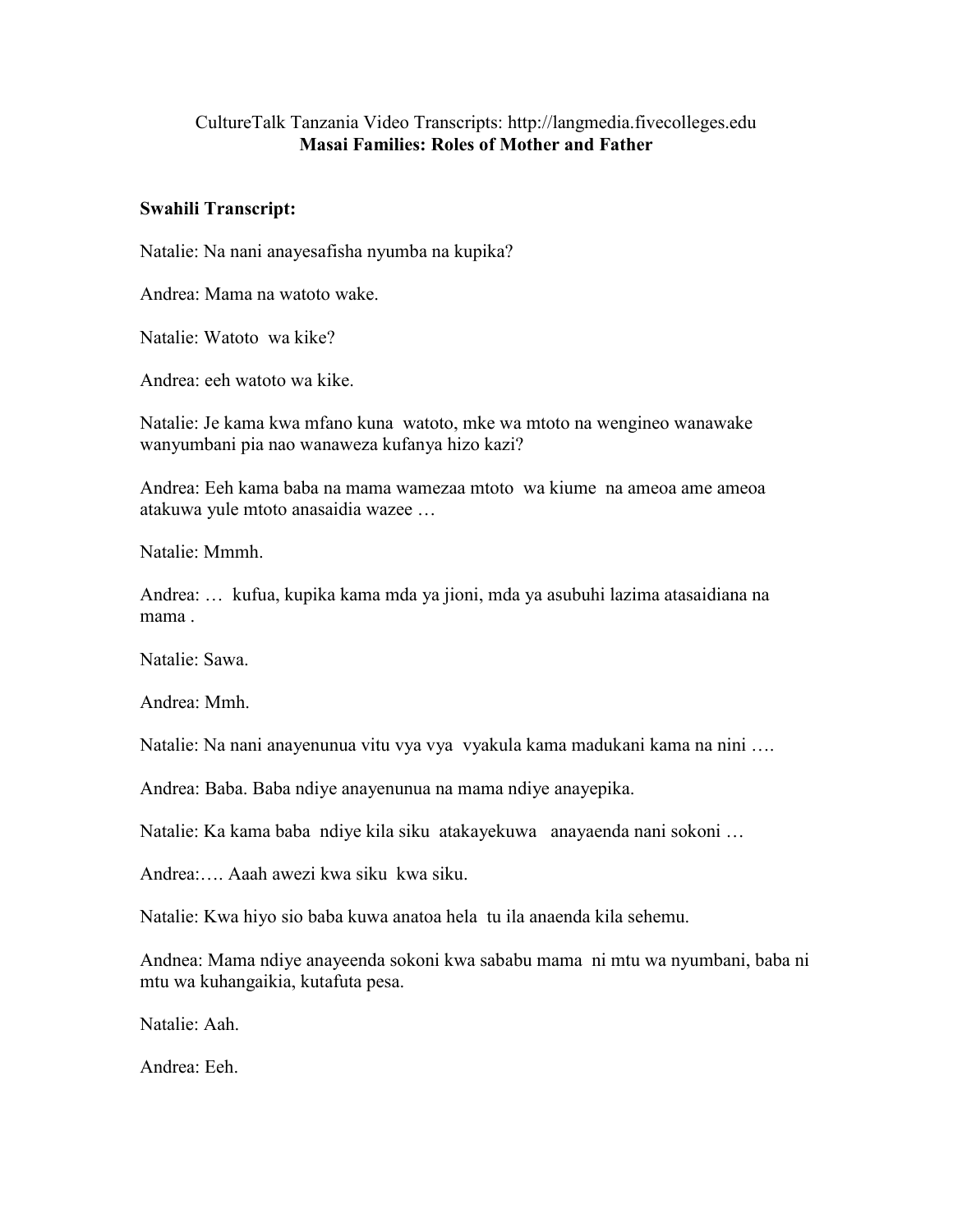CultureTalk Tanzania Video Transcripts: http://langmedia.fivecolleges.edu

**Masai Families: Roles of Mother and Father**

**Swahili Transcript:**

Natalie: Na nani anayesafisha nyumba na kupika?

Andrea: Mama na watoto wake.

Natalie: Watoto wa kike?

Andrea: eeh watoto wa kike.

Natalie: Je kama kwa mfano kuna watoto, mke wa mtoto na wengineo wanawake wanyumbani pia nao wanaweza kufanya hizo kazi?

Andrea: Eeh kama baba na mama wamezaa mtoto wa kiume na ameoa ame ameoa atakuwa yule mtoto anasaidia wazee …

Natalie: Mmmh.

Andrea: … kufua, kupika kama mda ya jioni, mda ya asubuhi lazima atasaidiana na mama .

Natalie: Sawa.

Andrea: Mmh.

Natalie: Na nani anayenunua vitu vya vya vyakula kama madukani kama na nini ….

Andrea: Baba. Baba ndiye anayenunua na mama ndiye anayepika.

Natalie: Ka kama baba ndiye kila siku atakayekuwa anayaenda nani sokoni …

Andrea:…. Aaah awezi kwa siku kwa siku.

Natalie: Kwa hiyo sio baba kuwa anatoa hela tu ila anaenda kila sehemu.

Andnea: Mama ndiye anayeenda sokoni kwa sababu mama ni mtu wa nyumbani, baba ni mtu wa kuhangaikia, kutafuta pesa.

Natalie: Aah.

Andrea: Eeh.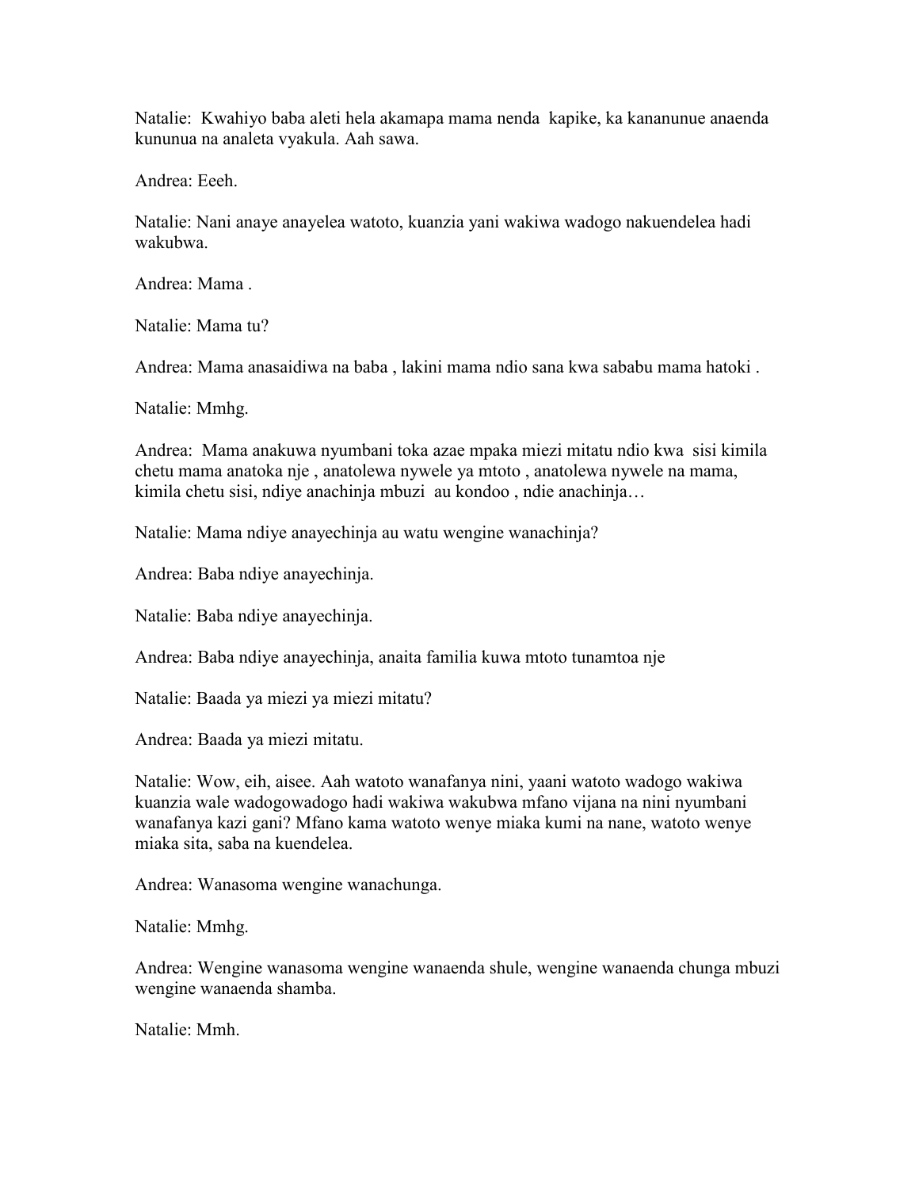Natalie: Kwahiyo baba aleti hela akamapa mama nenda kapike, ka kananunue anaenda kununua na analeta vyakula. Aah sawa.

Andrea: Eeeh.

Natalie: Nani anaye anayelea watoto, kuanzia yani wakiwa wadogo nakuendelea hadi wakubwa.

Andrea: Mama .

Natalie: Mama tu?

Andrea: Mama anasaidiwa na baba , lakini mama ndio sana kwa sababu mama hatoki .

Natalie: Mmhg.

Andrea: Mama anakuwa nyumbani toka azae mpaka miezi mitatu ndio kwa sisi kimila chetu mama anatoka nje , anatolewa nywele ya mtoto , anatolewa nywele na mama, kimila chetu sisi, ndiye anachinja mbuzi au kondoo , ndie anachinja…

Natalie: Mama ndiye anayechinja au watu wengine wanachinja?

Andrea: Baba ndiye anayechinja.

Natalie: Baba ndiye anayechinja.

Andrea: Baba ndiye anayechinja, anaita familia kuwa mtoto tunamtoa nje

Natalie: Baada ya miezi ya miezi mitatu?

Andrea: Baada ya miezi mitatu.

Natalie: Wow, eih, aisee. Aah watoto wanafanya nini, yaani watoto wadogo wakiwa kuanzia wale wadogowadogo hadi wakiwa wakubwa mfano vijana na nini nyumbani wanafanya kazi gani? Mfano kama watoto wenye miaka kumi na nane, watoto wenye miaka sita, saba na kuendelea.

Andrea: Wanasoma wengine wanachunga.

Natalie: Mmhg.

Andrea: Wengine wanasoma wengine wanaenda shule, wengine wanaenda chunga mbuzi wengine wanaenda shamba.

Natalie: Mmh.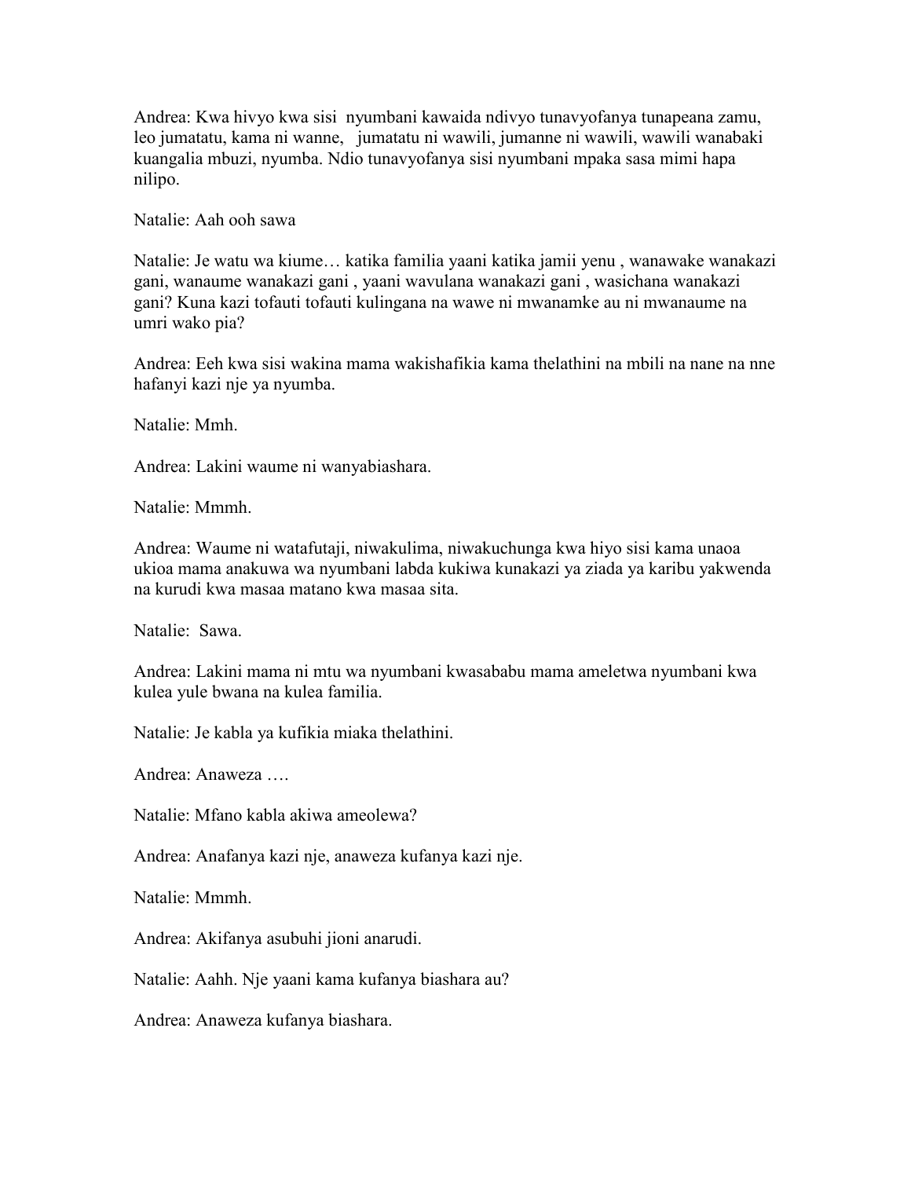Andrea: Kwa hivyo kwa sisi nyumbani kawaida ndivyo tunavyofanya tunapeana zamu, leo jumatatu, kama ni wanne, jumatatu ni wawili, jumanne ni wawili, wawili wanabaki kuangalia mbuzi, nyumba. Ndio tunavyofanya sisi nyumbani mpaka sasa mimi hapa nilipo.

Natalie: Aah ooh sawa

Natalie: Je watu wa kiume… katika familia yaani katika jamii yenu , wanawake wanakazi gani, wanaume wanakazi gani , yaani wavulana wanakazi gani , wasichana wanakazi gani? Kuna kazi tofauti tofauti kulingana na wawe ni mwanamke au ni mwanaume na umri wako pia?

Andrea: Eeh kwa sisi wakina mama wakishafikia kama thelathini na mbili na nane na nne hafanyi kazi nje ya nyumba.

Natalie: Mmh.

Andrea: Lakini waume ni wanyabiashara.

Natalie: Mmmh.

Andrea: Waume ni watafutaji, niwakulima, niwakuchunga kwa hiyo sisi kama unaoa ukioa mama anakuwa wa nyumbani labda kukiwa kunakazi ya ziada ya karibu yakwenda na kurudi kwa masaa matano kwa masaa sita.

Natalie: Sawa.

Andrea: Lakini mama ni mtu wa nyumbani kwasababu mama ameletwa nyumbani kwa kulea yule bwana na kulea familia.

Natalie: Je kabla ya kufikia miaka thelathini.

Andrea: Anaweza ….

Natalie: Mfano kabla akiwa ameolewa?

Andrea: Anafanya kazi nje, anaweza kufanya kazi nje.

Natalie: Mmmh.

Andrea: Akifanya asubuhi jioni anarudi.

Natalie: Aahh. Nje yaani kama kufanya biashara au?

Andrea: Anaweza kufanya biashara.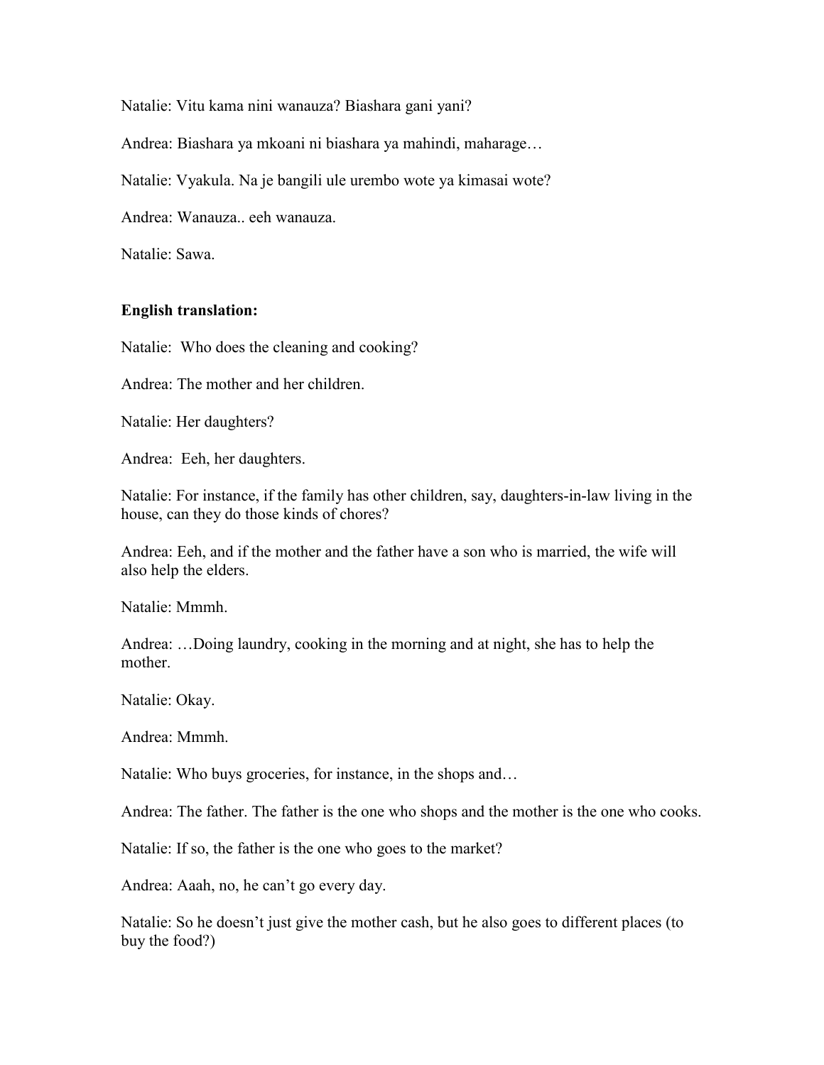Natalie: Vitu kama nini wanauza? Biashara gani yani?

Andrea: Biashara ya mkoani ni biashara ya mahindi, maharage…

Natalie: Vyakula. Na je bangili ule urembo wote ya kimasai wote?

Andrea: Wanauza.. eeh wanauza.

Natalie: Sawa.

**English translation:**

Natalie: Who does the cleaning and cooking?

Andrea: The mother and her children.

Natalie: Her daughters?

Andrea: Eeh, her daughters.

Natalie: For instance, if the family has other children, say, daughters-in-law living in the house, can they do those kinds of chores?

Andrea: Eeh, and if the mother and the father have a son who is married, the wife will also help the elders.

Natalie: Mmmh.

Andrea: …Doing laundry, cooking in the morning and at night, she has to help the mother.

Natalie: Okay.

Andrea: Mmmh.

Natalie: Who buys groceries, for instance, in the shops and…

Andrea: The father. The father is the one who shops and the mother is the one who cooks.

Natalie: If so, the father is the one who goes to the market?

Andrea: Aaah, no, he can't go every day.

Natalie: So he doesn't just give the mother cash, but he also goes to different places (to buy the food?)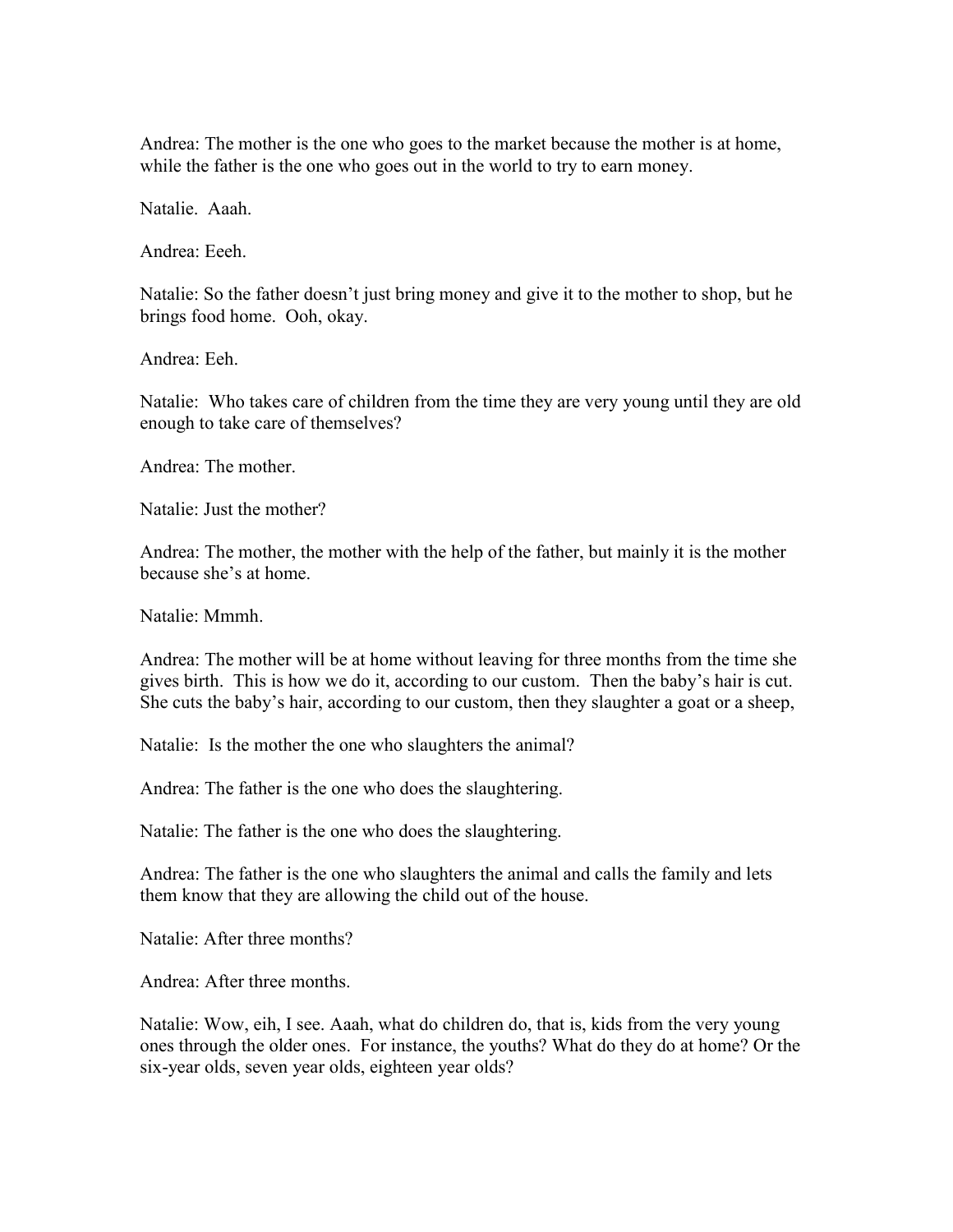Andrea: The mother is the one who goes to the market because the mother is at home, while the father is the one who goes out in the world to try to earn money.

Natalie. Aaah.

Andrea: Eeeh.

Natalie: So the father doesn't just bring money and give it to the mother to shop, but he brings food home. Ooh, okay.

Andrea: Eeh.

Natalie: Who takes care of children from the time they are very young until they are old enough to take care of themselves?

Andrea: The mother.

Natalie: Just the mother?

Andrea: The mother, the mother with the help of the father, but mainly it is the mother because she's at home.

Natalie: Mmmh.

Andrea: The mother will be at home without leaving for three months from the time she gives birth. This is how we do it, according to our custom. Then the baby's hair is cut. She cuts the baby's hair, according to our custom, then they slaughter a goat or a sheep,

Natalie: Is the mother the one who slaughters the animal?

Andrea: The father is the one who does the slaughtering.

Natalie: The father is the one who does the slaughtering.

Andrea: The father is the one who slaughters the animal and calls the family and lets them know that they are allowing the child out of the house.

Natalie: After three months?

Andrea: After three months.

Natalie: Wow, eih, I see. Aaah, what do children do, that is, kids from the very young ones through the older ones. For instance, the youths? What do they do at home? Or the six-year olds, seven year olds, eighteen year olds?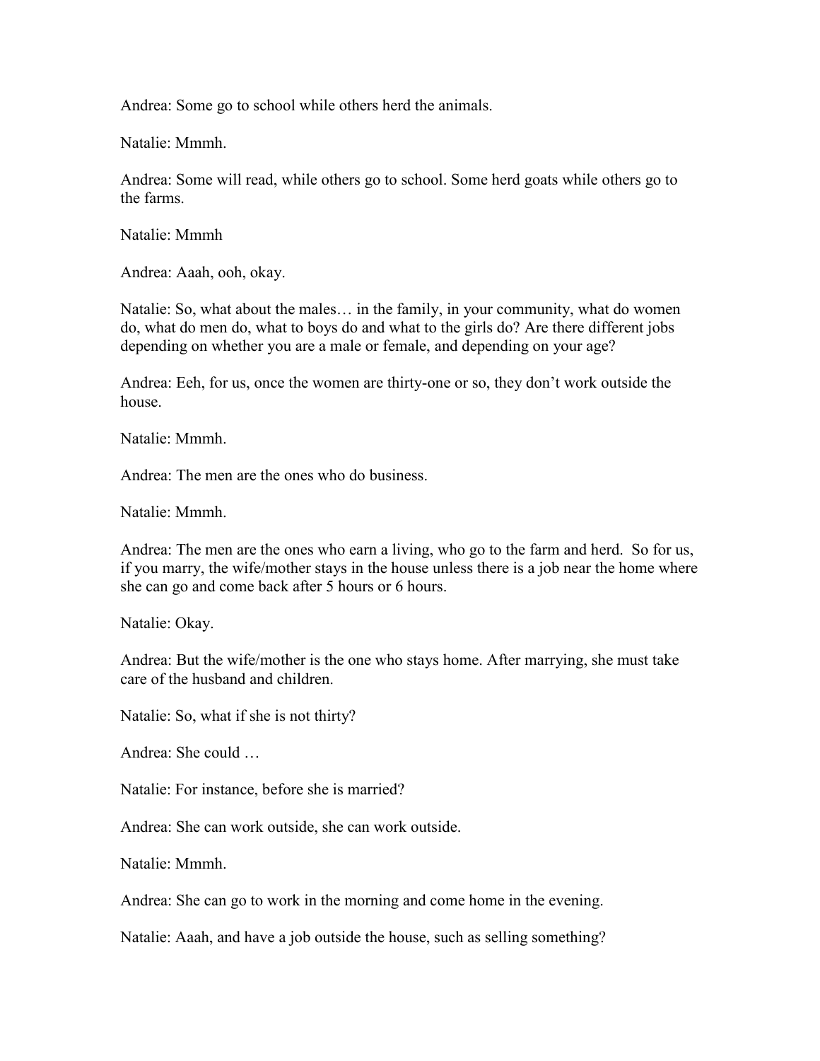Andrea: Some go to school while others herd the animals.

Natalie: Mmmh.

Andrea: Some will read, while others go to school. Some herd goats while others go to the farms.

Natalie: Mmmh

Andrea: Aaah, ooh, okay.

Natalie: So, what about the males… in the family, in your community, what do women do, what do men do, what to boys do and what to the girls do? Are there different jobs depending on whether you are a male or female, and depending on your age?

Andrea: Eeh, for us, once the women are thirty-one or so, they don't work outside the house.

Natalie: Mmmh.

Andrea: The men are the ones who do business.

Natalie: Mmmh.

Andrea: The men are the ones who earn a living, who go to the farm and herd. So for us, if you marry, the wife/mother stays in the house unless there is a job near the home where she can go and come back after 5 hours or 6 hours.

Natalie: Okay.

Andrea: But the wife/mother is the one who stays home. After marrying, she must take care of the husband and children.

Natalie: So, what if she is not thirty?

Andrea: She could …

Natalie: For instance, before she is married?

Andrea: She can work outside, she can work outside.

Natalie: Mmmh.

Andrea: She can go to work in the morning and come home in the evening.

Natalie: Aaah, and have a job outside the house, such as selling something?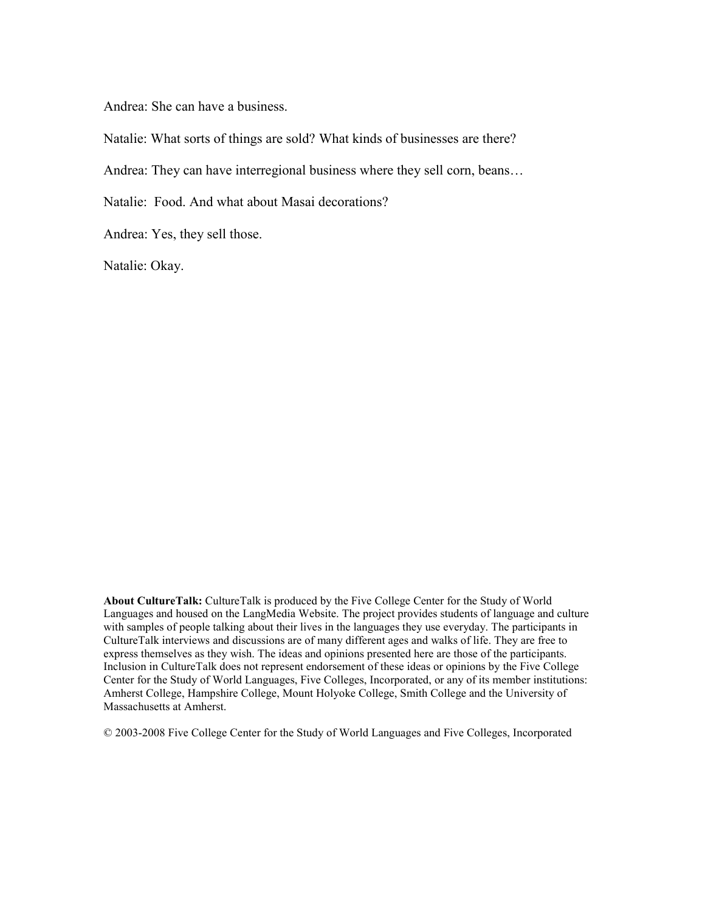Andrea: She can have a business.

Natalie: What sorts of things are sold? What kinds of businesses are there?

Andrea: They can have interregional business where they sell corn, beans…

Natalie: Food. And what about Masai decorations?

Andrea: Yes, they sell those.

Natalie: Okay.

**About CultureTalk:** CultureTalk is produced by the Five College Center for the Study of World Languages and housed on the LangMedia Website. The project provides students of language and culture with samples of people talking about their lives in the languages they use everyday. The participants in CultureTalk interviews and discussions are of many different ages and walks of life. They are free to express themselves as they wish. The ideas and opinions presented here are those of the participants. Inclusion in CultureTalk does not represent endorsement of these ideas or opinions by the Five College Center for the Study of World Languages, Five Colleges, Incorporated, or any of its member institutions: Amherst College, Hampshire College, Mount Holyoke College, Smith College and the University of Massachusetts at Amherst.

© 2003-2008 Five College Center for the Study of World Languages and Five Colleges, Incorporated